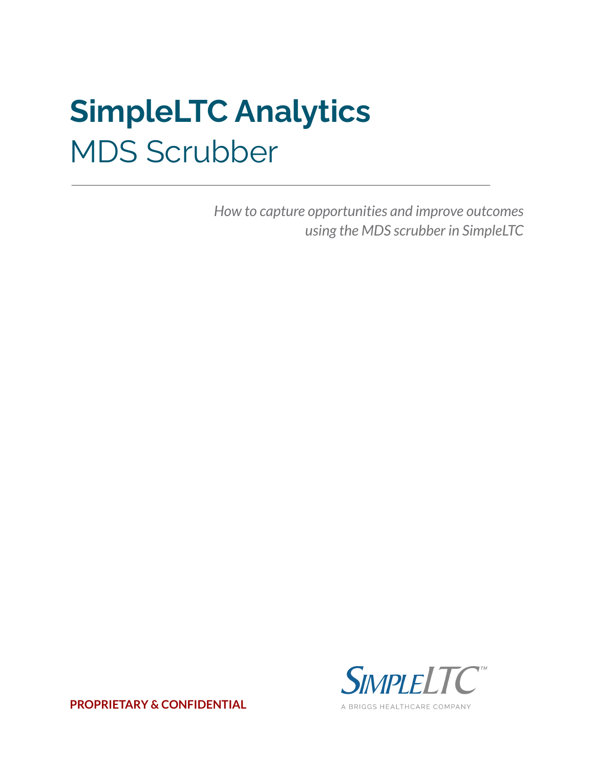# SimpleLTC Analytics

## MDS Scrubber

*How to capture opportunities and improve outcomes using the MDS scrubber in SimpleLTC*

**PROPRIETARY & CONFIDENTIAL**

SIMPLELTC™

A BRIGGS HEALTHCARE COMPANY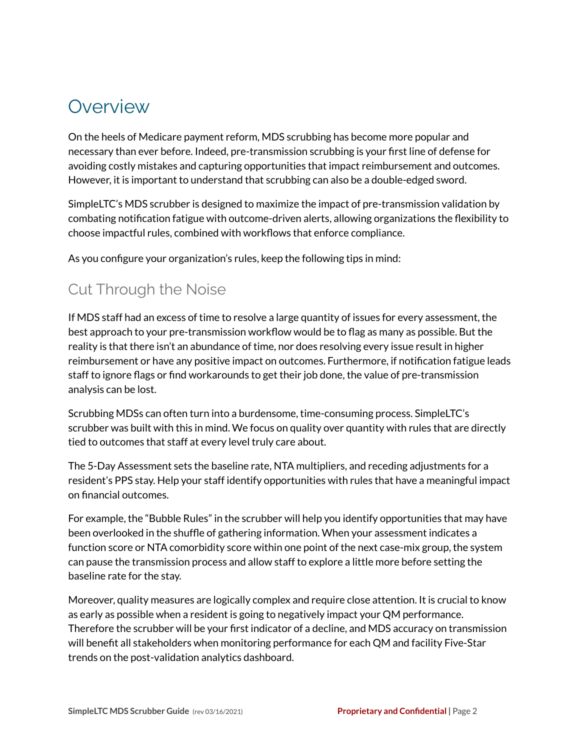# Overview

On the heels of Medicare payment reform, MDS scrubbing has become more popular and necessary than ever before. Indeed, pre-transmission scrubbing is your first line of defense for avoiding costly mistakes and capturing opportunities that impact reimbursement and outcomes. However, it is important to understand that scrubbing can also be a double-edged sword.

SimpleLTC's MDS scrubber is designed to maximize the impact of pre-transmission validation by combating notification fatigue with outcome-driven alerts, allowing organizations the flexibility to choose impactful rules, combined with workflows that enforce compliance.

As you configure your organization's rules, keep the following tips in mind:

## Cut Through the Noise

If MDS staff had an excess of time to resolve a large quantity of issues for every assessment, the best approach to your pre-transmission workflow would be to flag as many as possible. But the reality is that there isn't an abundance of time, nor does resolving every issue result in higher reimbursement or have any positive impact on outcomes. Furthermore, if notification fatigue leads staff to ignore flags or find workarounds to get their job done, the value of pre-transmission analysis can be lost.

Scrubbing MDSs can often turn into a burdensome, time-consuming process. SimpleLTC's scrubber was built with this in mind. We focus on quality over quantity with rules that are directly tied to outcomes that staff at every level truly care about.

The 5-Day Assessment sets the baseline rate, NTA multipliers, and receding adjustments for a resident's PPS stay. Help your staff identify opportunities with rules that have a meaningful impact on financial outcomes.

For example, the "Bubble Rules" in the scrubber will help you identify opportunities that may have been overlooked in the shuffle of gathering information. When your assessment indicates a function score or NTA comorbidity score within one point of the next case-mix group, the system can pause the transmission process and allow staff to explore a little more before setting the baseline rate for the stay.

Moreover, quality measures are logically complex and require close attention. It is crucial to know as early as possible when a resident is going to negatively impact your QM performance. Therefore the scrubber will be your first indicator of a decline, and MDS accuracy on transmission will benefit all stakeholders when monitoring performance for each QM and facility Five-Star trends on the post-validation analytics dashboard.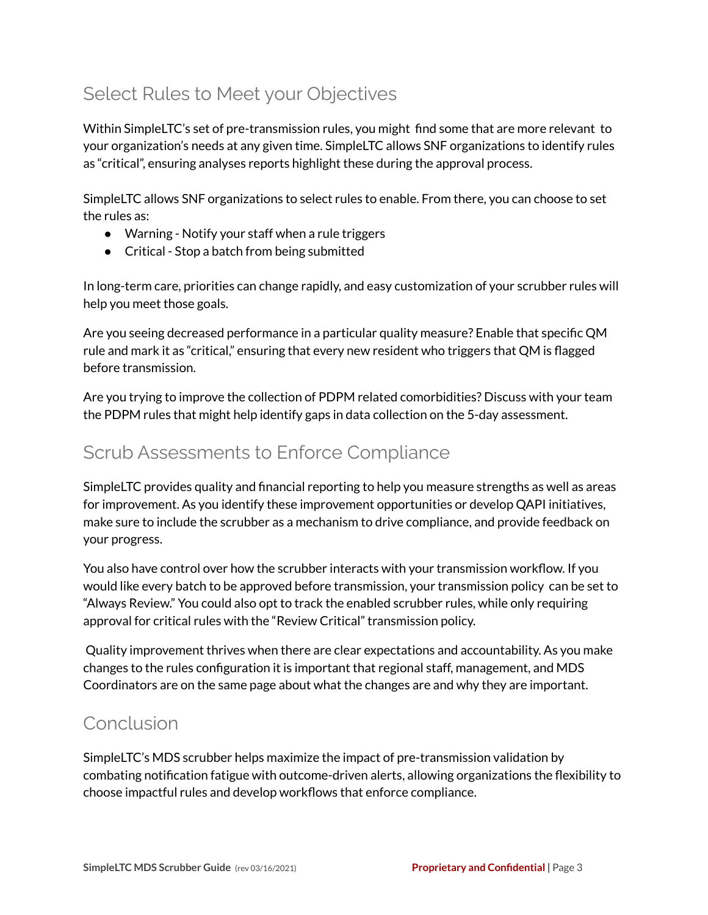## Select Rules to Meet your Objectives

Within SimpleLTC's set of pre-transmission rules, you might find some that are more relevant to your organization's needs at any given time. SimpleLTC allows SNF organizations to identify rules as "critical", ensuring analyses reports highlight these during the approval process.

SimpleLTC allows SNF organizations to select rules to enable. From there, you can choose to set the rules as:

- Warning - Notify your staff when a rule triggers
- Critical - Stop a batch from being submitted

In long-term care, priorities can change rapidly, and easy customization of your scrubber rules will help you meet those goals.

Are you seeing decreased performance in a particular quality measure? Enable that specific QM rule and mark it as "critical," ensuring that every new resident who triggers that QM is flagged before transmission.

Are you trying to improve the collection of PDPM related comorbidities? Discuss with your team the PDPM rules that might help identify gaps in data collection on the 5-day assessment.

## Scrub Assessments to Enforce Compliance

SimpleLTC provides quality and financial reporting to help you measure strengths as well as areas for improvement. As you identify these improvement opportunities or develop QAPI initiatives, make sure to include the scrubber as a mechanism to drive compliance, and provide feedback on your progress.

You also have control over how the scrubber interacts with your transmission workflow. If you would like every batch to be approved before transmission, your transmission policy can be set to "Always Review." You could also opt to track the enabled scrubber rules, while only requiring approval for critical rules with the "Review Critical" transmission policy.

Quality improvement thrives when there are clear expectations and accountability. As you make changes to the rules configuration it is important that regional staff, management, and MDS Coordinators are on the same page about what the changes are and why they are important.

## Conclusion

SimpleLTC's MDS scrubber helps maximize the impact of pre-transmission validation by combating notification fatigue with outcome-driven alerts, allowing organizations the flexibility to choose impactful rules and develop workflows that enforce compliance.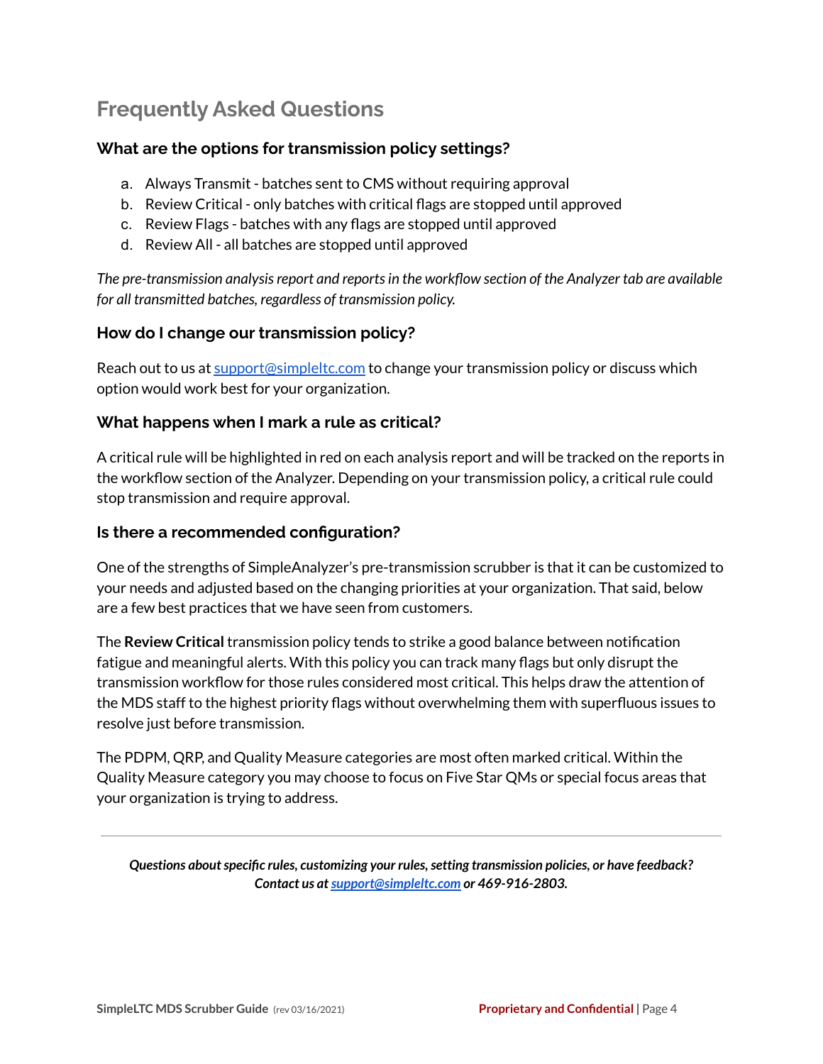## Frequently Asked Questions

### What are the options for transmission policy settings?

a. Always Transmit - batches sent to CMS without requiring approval
b. Review Critical - only batches with critical flags are stopped until approved
c. Review Flags - batches with any flags are stopped until approved
d. Review All - all batches are stopped until approved

*The pre-transmission analysis report and reports in the workflow section of the Analyzer tab are available for all transmitted batches, regardless of transmission policy.*

### How do I change our transmission policy?

Reach out to us at [support@simpleltc.com](mailto:support@simpleltc.com) to change your transmission policy or discuss which option would work best for your organization.

### What happens when I mark a rule as critical?

A critical rule will be highlighted in red on each analysis report and will be tracked on the reports in the workflow section of the Analyzer. Depending on your transmission policy, a critical rule could stop transmission and require approval.

### Is there a recommended configuration?

One of the strengths of SimpleAnalyzer's pre-transmission scrubber is that it can be customized to your needs and adjusted based on the changing priorities at your organization. That said, below are a few best practices that we have seen from customers.

The **Review Critical** transmission policy tends to strike a good balance between notification fatigue and meaningful alerts. With this policy you can track many flags but only disrupt the transmission workflow for those rules considered most critical. This helps draw the attention of the MDS staff to the highest priority flags without overwhelming them with superfluous issues to resolve just before transmission.

The PDPM, QRP, and Quality Measure categories are most often marked critical. Within the Quality Measure category you may choose to focus on Five Star QMs or special focus areas that your organization is trying to address.

---

***Questions about specific rules, customizing your rules, setting transmission policies, or have feedback? Contact us at [support@simpleltc.com](mailto:support@simpleltc.com) or 469-916-2803.***